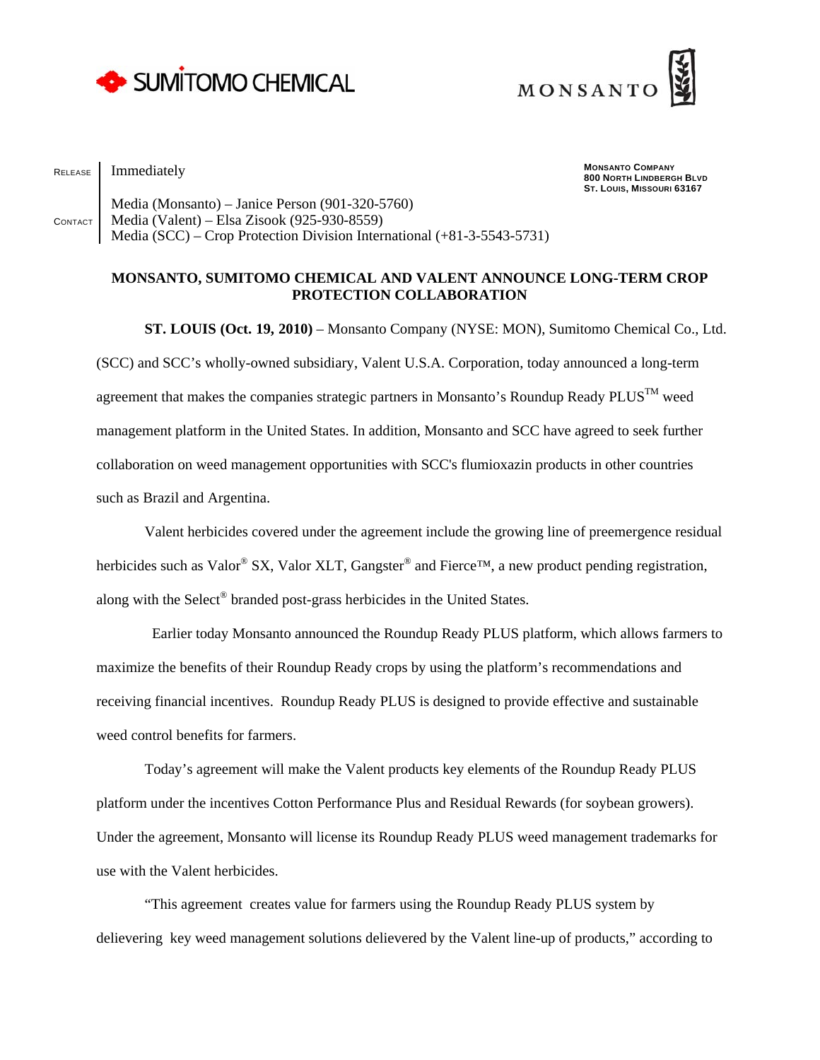SUMITOMO CHEMICAL

MONSANTO

**MONSANTO COMPANY**
**800 NORTH LINDBERGH BLVD**
**ST. LOUIS, MISSOURI 63167**

RELEASE | Immediately

CONTACT | Media (Monsanto) – Janice Person (901-320-5760)
Media (Valent) – Elsa Zisook (925-930-8559)
Media (SCC) – Crop Protection Division International (+81-3-5543-5731)

## MONSANTO, SUMITOMO CHEMICAL AND VALENT ANNOUNCE LONG-TERM CROP PROTECTION COLLABORATION

**ST. LOUIS (Oct. 19, 2010)** – Monsanto Company (NYSE: MON), Sumitomo Chemical Co., Ltd. (SCC) and SCC's wholly-owned subsidiary, Valent U.S.A. Corporation, today announced a long-term agreement that makes the companies strategic partners in Monsanto's Roundup Ready PLUS™ weed management platform in the United States. In addition, Monsanto and SCC have agreed to seek further collaboration on weed management opportunities with SCC's flumioxazin products in other countries such as Brazil and Argentina.

Valent herbicides covered under the agreement include the growing line of preemergence residual herbicides such as Valor® SX, Valor XLT, Gangster® and Fierce™, a new product pending registration, along with the Select® branded post-grass herbicides in the United States.

Earlier today Monsanto announced the Roundup Ready PLUS platform, which allows farmers to maximize the benefits of their Roundup Ready crops by using the platform's recommendations and receiving financial incentives. Roundup Ready PLUS is designed to provide effective and sustainable weed control benefits for farmers.

Today's agreement will make the Valent products key elements of the Roundup Ready PLUS platform under the incentives Cotton Performance Plus and Residual Rewards (for soybean growers). Under the agreement, Monsanto will license its Roundup Ready PLUS weed management trademarks for use with the Valent herbicides.

"This agreement creates value for farmers using the Roundup Ready PLUS system by delievering key weed management solutions delievered by the Valent line-up of products," according to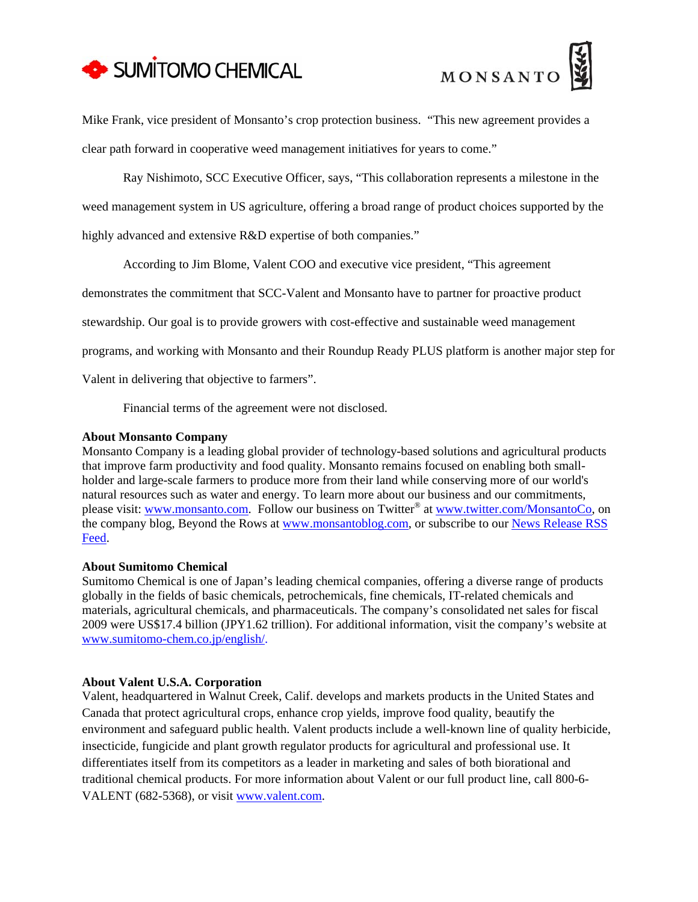Mike Frank, vice president of Monsanto's crop protection business. "This new agreement provides a clear path forward in cooperative weed management initiatives for years to come."

Ray Nishimoto, SCC Executive Officer, says, "This collaboration represents a milestone in the weed management system in US agriculture, offering a broad range of product choices supported by the highly advanced and extensive R&D expertise of both companies."

According to Jim Blome, Valent COO and executive vice president, "This agreement demonstrates the commitment that SCC-Valent and Monsanto have to partner for proactive product stewardship. Our goal is to provide growers with cost-effective and sustainable weed management programs, and working with Monsanto and their Roundup Ready PLUS platform is another major step for Valent in delivering that objective to farmers".

Financial terms of the agreement were not disclosed.

**About Monsanto Company**
Monsanto Company is a leading global provider of technology-based solutions and agricultural products that improve farm productivity and food quality. Monsanto remains focused on enabling both small-holder and large-scale farmers to produce more from their land while conserving more of our world's natural resources such as water and energy. To learn more about our business and our commitments, please visit: www.monsanto.com. Follow our business on Twitter® at www.twitter.com/MonsantoCo, on the company blog, Beyond the Rows at www.monsantoblog.com, or subscribe to our News Release RSS Feed.

**About Sumitomo Chemical**
Sumitomo Chemical is one of Japan's leading chemical companies, offering a diverse range of products globally in the fields of basic chemicals, petrochemicals, fine chemicals, IT-related chemicals and materials, agricultural chemicals, and pharmaceuticals. The company's consolidated net sales for fiscal 2009 were US$17.4 billion (JPY1.62 trillion). For additional information, visit the company's website at www.sumitomo-chem.co.jp/english/.

**About Valent U.S.A. Corporation**
Valent, headquartered in Walnut Creek, Calif. develops and markets products in the United States and Canada that protect agricultural crops, enhance crop yields, improve food quality, beautify the environment and safeguard public health. Valent products include a well-known line of quality herbicide, insecticide, fungicide and plant growth regulator products for agricultural and professional use. It differentiates itself from its competitors as a leader in marketing and sales of both biorational and traditional chemical products. For more information about Valent or our full product line, call 800-6-VALENT (682-5368), or visit www.valent.com.